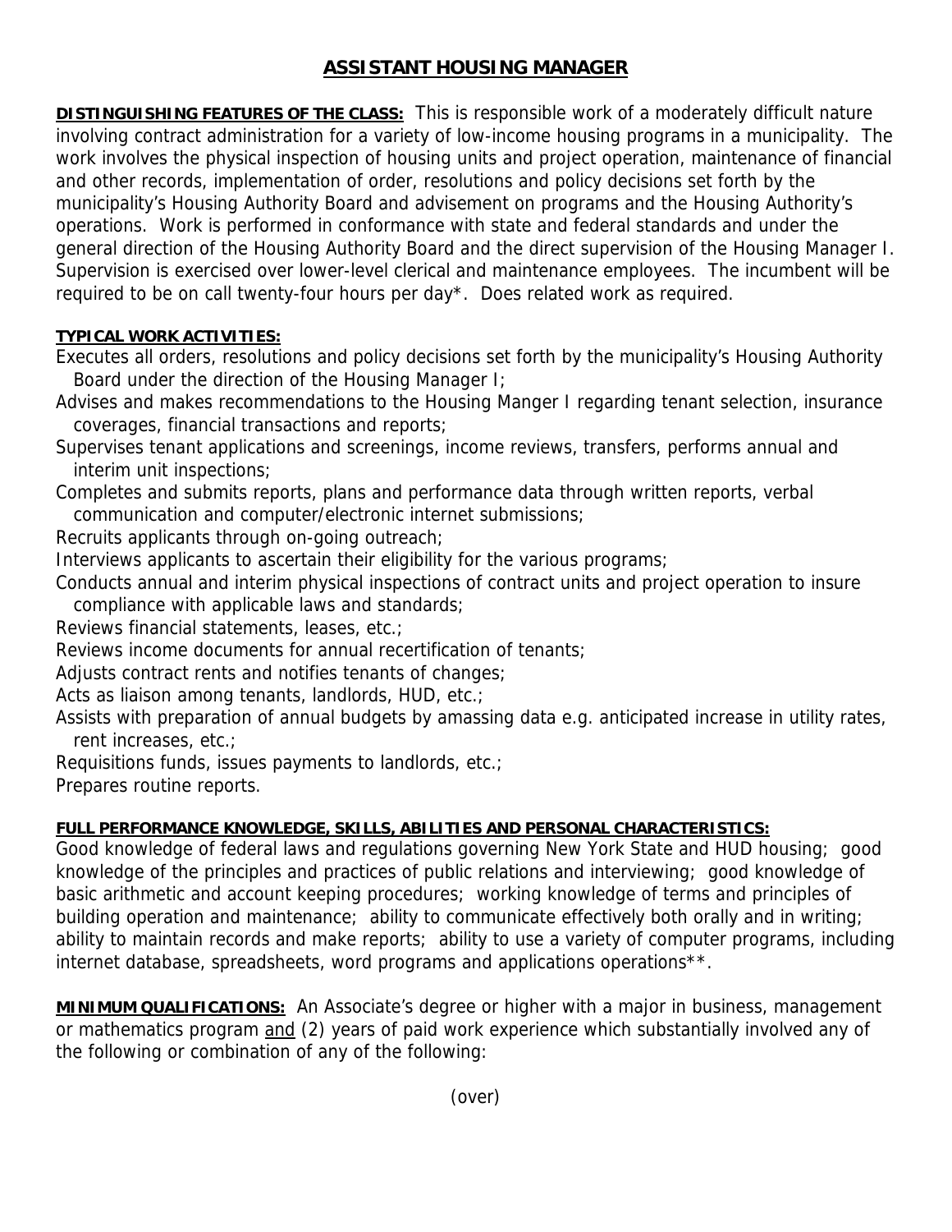# ASSISTANT HOUSING MANAGER

**DISTINGUISHING FEATURES OF THE CLASS:** This is responsible work of a moderately difficult nature involving contract administration for a variety of low-income housing programs in a municipality. The work involves the physical inspection of housing units and project operation, maintenance of financial and other records, implementation of order, resolutions and policy decisions set forth by the municipality's Housing Authority Board and advisement on programs and the Housing Authority's operations. Work is performed in conformance with state and federal standards and under the general direction of the Housing Authority Board and the direct supervision of the Housing Manager I. Supervision is exercised over lower-level clerical and maintenance employees. The incumbent will be required to be on call twenty-four hours per day*. Does related work as required.

**TYPICAL WORK ACTIVITIES:**

Executes all orders, resolutions and policy decisions set forth by the municipality's Housing Authority Board under the direction of the Housing Manager I;

Advises and makes recommendations to the Housing Manger I regarding tenant selection, insurance coverages, financial transactions and reports;

Supervises tenant applications and screenings, income reviews, transfers, performs annual and interim unit inspections;

Completes and submits reports, plans and performance data through written reports, verbal communication and computer/electronic internet submissions;

Recruits applicants through on-going outreach;

Interviews applicants to ascertain their eligibility for the various programs;

Conducts annual and interim physical inspections of contract units and project operation to insure compliance with applicable laws and standards;

Reviews financial statements, leases, etc.;

Reviews income documents for annual recertification of tenants;

Adjusts contract rents and notifies tenants of changes;

Acts as liaison among tenants, landlords, HUD, etc.;

Assists with preparation of annual budgets by amassing data e.g. anticipated increase in utility rates, rent increases, etc.;

Requisitions funds, issues payments to landlords, etc.;

Prepares routine reports.

**FULL PERFORMANCE KNOWLEDGE, SKILLS, ABILITIES AND PERSONAL CHARACTERISTICS:**
Good knowledge of federal laws and regulations governing New York State and HUD housing; good knowledge of the principles and practices of public relations and interviewing; good knowledge of basic arithmetic and account keeping procedures; working knowledge of terms and principles of building operation and maintenance; ability to communicate effectively both orally and in writing; ability to maintain records and make reports; ability to use a variety of computer programs, including internet database, spreadsheets, word programs and applications operations**.

**MINIMUM QUALIFICATIONS:** An Associate's degree or higher with a major in business, management or mathematics program <u>and</u> (2) years of paid work experience which substantially involved any of the following or combination of any of the following:

(over)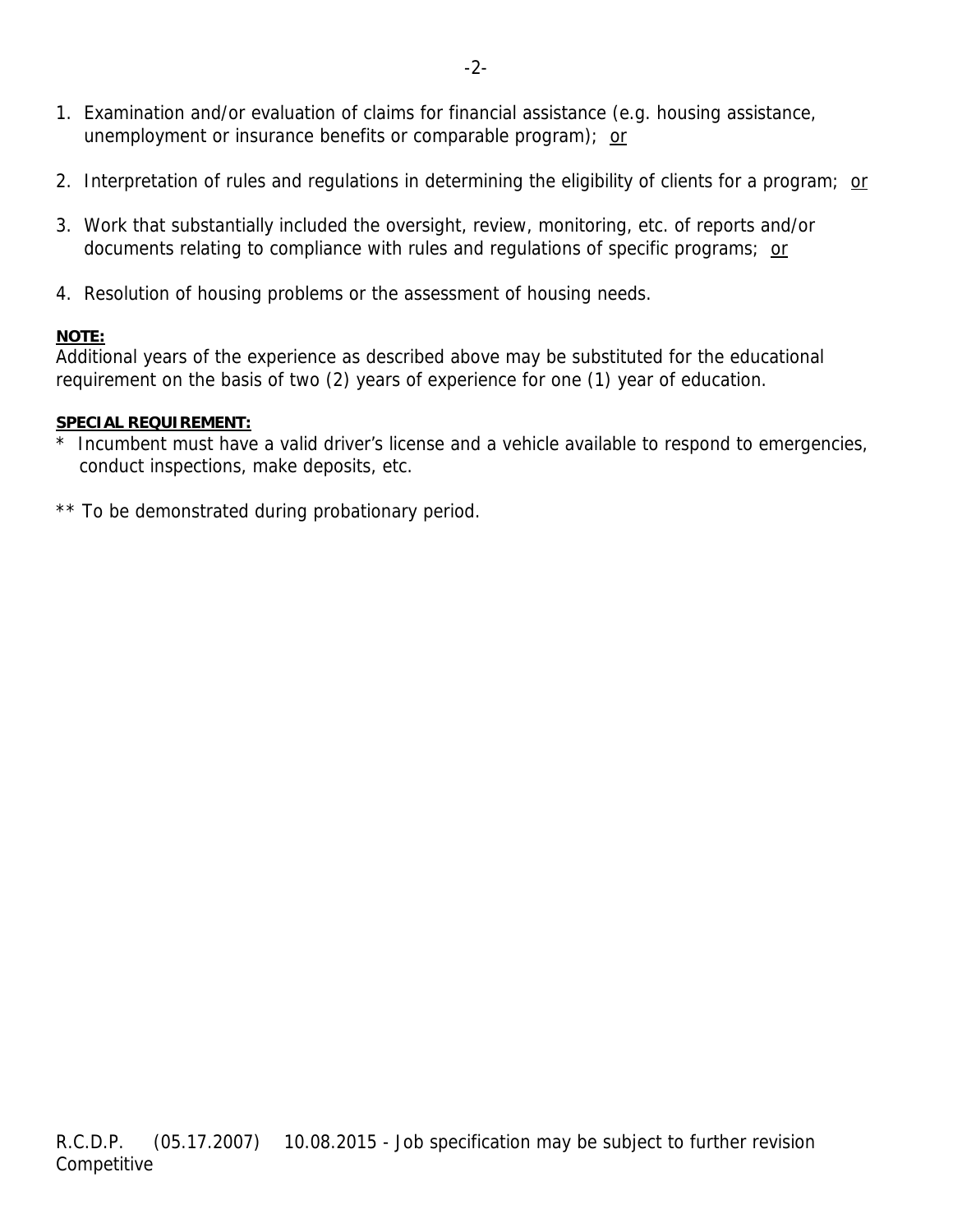1. Examination and/or evaluation of claims for financial assistance (e.g. housing assistance, unemployment or insurance benefits or comparable program); or

2. Interpretation of rules and regulations in determining the eligibility of clients for a program; or

3. Work that substantially included the oversight, review, monitoring, etc. of reports and/or documents relating to compliance with rules and regulations of specific programs; or

4. Resolution of housing problems or the assessment of housing needs.

**NOTE:**
Additional years of the experience as described above may be substituted for the educational requirement on the basis of two (2) years of experience for one (1) year of education.

**SPECIAL REQUIREMENT:**
\* Incumbent must have a valid driver's license and a vehicle available to respond to emergencies, conduct inspections, make deposits, etc.

\*\* To be demonstrated during probationary period.

R.C.D.P. (05.17.2007) 10.08.2015 - Job specification may be subject to further revision
Competitive